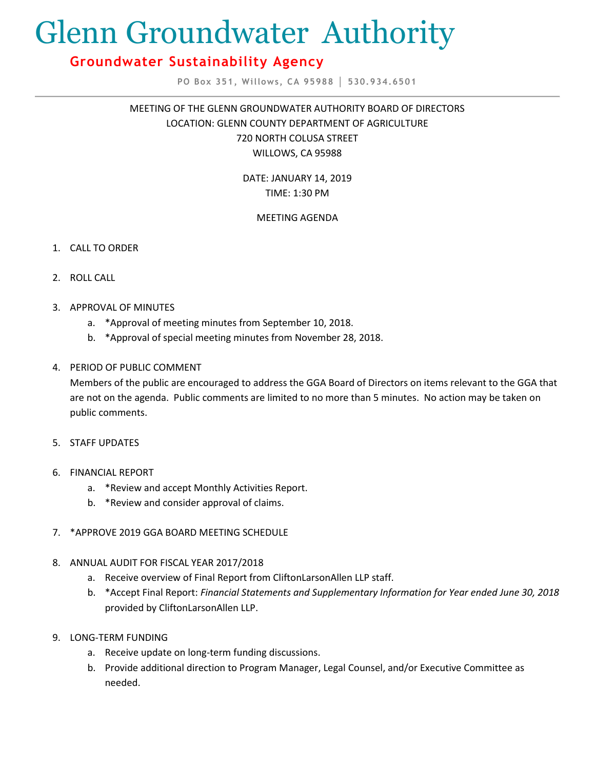# Glenn Groundwater Authority

## Groundwater Sustainability Agency

PO Box 351, Willows, CA 95988 | 530.934.6501

---

MEETING OF THE GLENN GROUNDWATER AUTHORITY BOARD OF DIRECTORS
LOCATION: GLENN COUNTY DEPARTMENT OF AGRICULTURE
720 NORTH COLUSA STREET
WILLOWS, CA 95988

DATE: JANUARY 14, 2019
TIME: 1:30 PM

MEETING AGENDA

1. CALL TO ORDER

2. ROLL CALL

3. APPROVAL OF MINUTES
   a. *Approval of meeting minutes from September 10, 2018.
   b. *Approval of special meeting minutes from November 28, 2018.

4. PERIOD OF PUBLIC COMMENT

   Members of the public are encouraged to address the GGA Board of Directors on items relevant to the GGA that are not on the agenda. Public comments are limited to no more than 5 minutes. No action may be taken on public comments.

5. STAFF UPDATES

6. FINANCIAL REPORT
   a. *Review and accept Monthly Activities Report.
   b. *Review and consider approval of claims.

7. *APPROVE 2019 GGA BOARD MEETING SCHEDULE

8. ANNUAL AUDIT FOR FISCAL YEAR 2017/2018
   a. Receive overview of Final Report from CliftonLarsonAllen LLP staff.
   b. *Accept Final Report: *Financial Statements and Supplementary Information for Year ended June 30, 2018* provided by CliftonLarsonAllen LLP.

9. LONG-TERM FUNDING
   a. Receive update on long-term funding discussions.
   b. Provide additional direction to Program Manager, Legal Counsel, and/or Executive Committee as needed.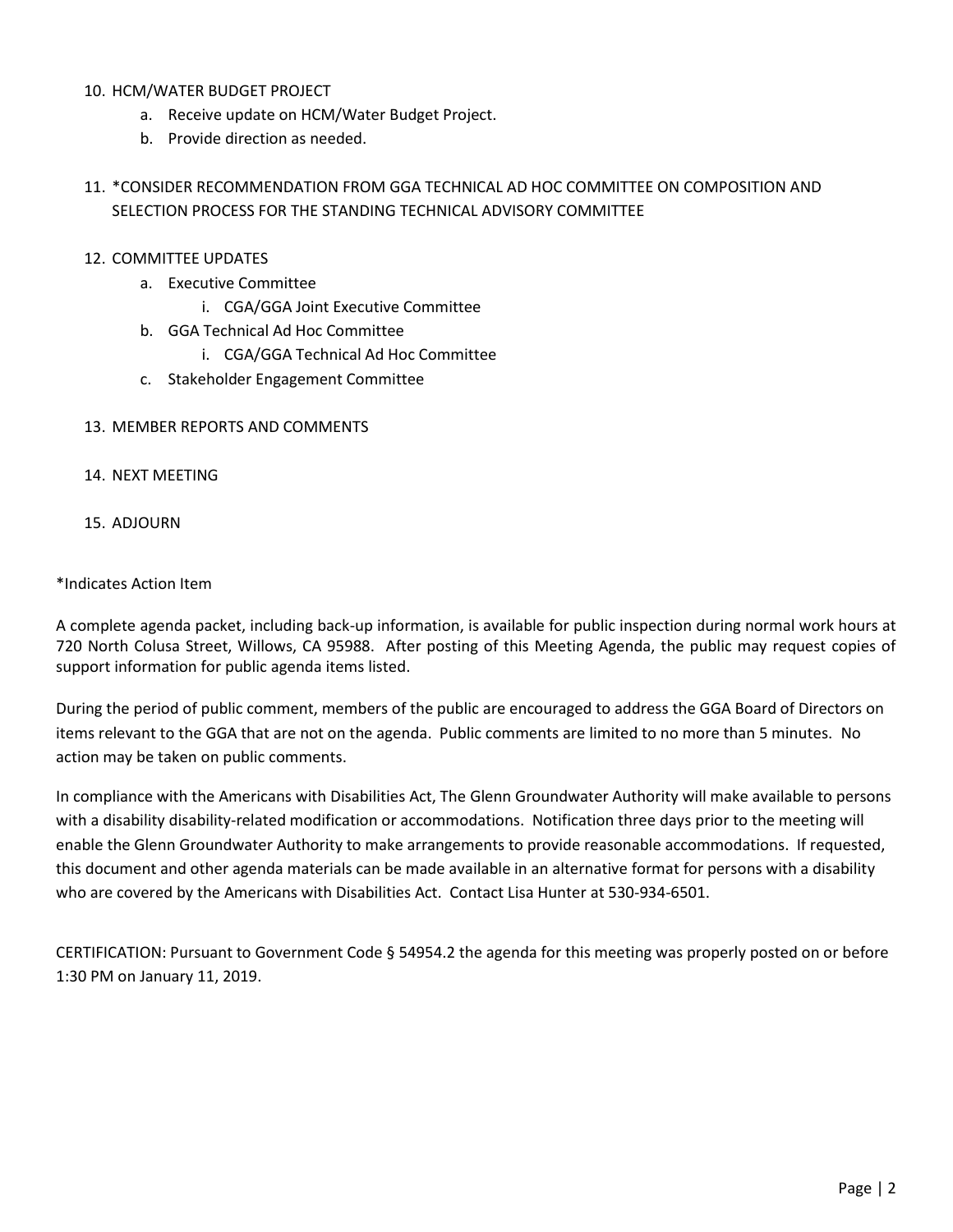10. HCM/WATER BUDGET PROJECT
    a. Receive update on HCM/Water Budget Project.
    b. Provide direction as needed.

11. *CONSIDER RECOMMENDATION FROM GGA TECHNICAL AD HOC COMMITTEE ON COMPOSITION AND SELECTION PROCESS FOR THE STANDING TECHNICAL ADVISORY COMMITTEE

12. COMMITTEE UPDATES
    a. Executive Committee
        i. CGA/GGA Joint Executive Committee
    b. GGA Technical Ad Hoc Committee
        i. CGA/GGA Technical Ad Hoc Committee
    c. Stakeholder Engagement Committee

13. MEMBER REPORTS AND COMMENTS

14. NEXT MEETING

15. ADJOURN

*Indicates Action Item

A complete agenda packet, including back-up information, is available for public inspection during normal work hours at 720 North Colusa Street, Willows, CA 95988. After posting of this Meeting Agenda, the public may request copies of support information for public agenda items listed.

During the period of public comment, members of the public are encouraged to address the GGA Board of Directors on items relevant to the GGA that are not on the agenda. Public comments are limited to no more than 5 minutes. No action may be taken on public comments.

In compliance with the Americans with Disabilities Act, The Glenn Groundwater Authority will make available to persons with a disability disability-related modification or accommodations. Notification three days prior to the meeting will enable the Glenn Groundwater Authority to make arrangements to provide reasonable accommodations. If requested, this document and other agenda materials can be made available in an alternative format for persons with a disability who are covered by the Americans with Disabilities Act. Contact Lisa Hunter at 530-934-6501.

CERTIFICATION: Pursuant to Government Code § 54954.2 the agenda for this meeting was properly posted on or before 1:30 PM on January 11, 2019.